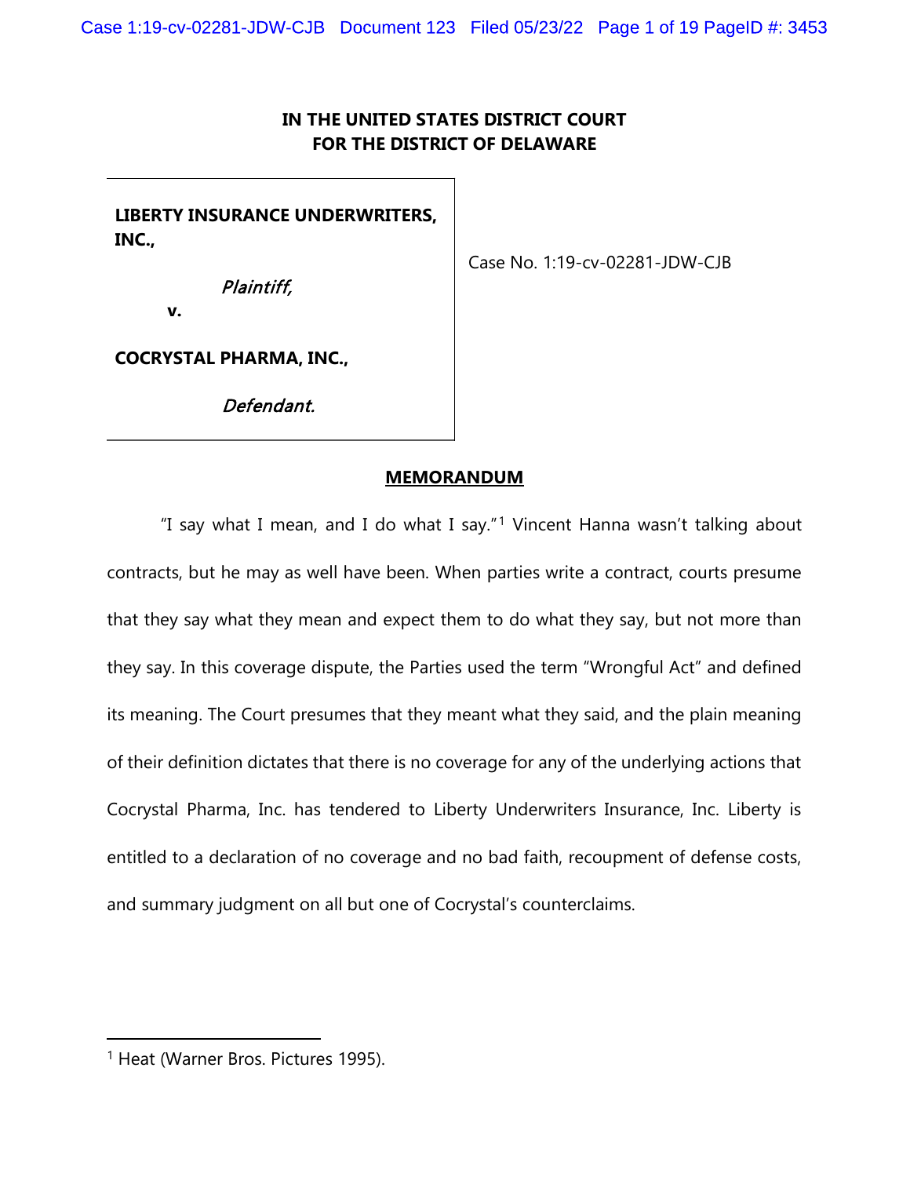**IN THE UNITED STATES DISTRICT COURT**
**FOR THE DISTRICT OF DELAWARE**

| | |
|---|---|
| **LIBERTY INSURANCE UNDERWRITERS, INC.,**<br><br>*Plaintiff,*<br><br>**v.**<br><br>**COCRYSTAL PHARMA, INC.,**<br><br>*Defendant.* | Case No. 1:19-cv-02281-JDW-CJB |

## MEMORANDUM

"I say what I mean, and I do what I say."[1] Vincent Hanna wasn't talking about contracts, but he may as well have been. When parties write a contract, courts presume that they say what they mean and expect them to do what they say, but not more than they say. In this coverage dispute, the Parties used the term "Wrongful Act" and defined its meaning. The Court presumes that they meant what they said, and the plain meaning of their definition dictates that there is no coverage for any of the underlying actions that Cocrystal Pharma, Inc. has tendered to Liberty Underwriters Insurance, Inc. Liberty is entitled to a declaration of no coverage and no bad faith, recoupment of defense costs, and summary judgment on all but one of Cocrystal's counterclaims.

---

[1] Heat (Warner Bros. Pictures 1995).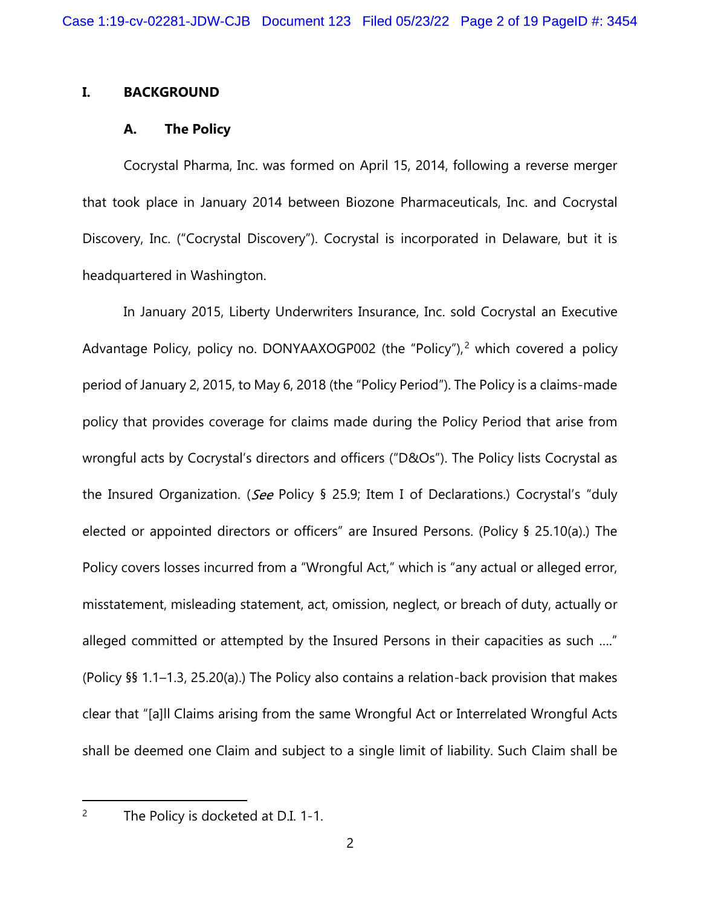## I. BACKGROUND

### A. The Policy

Cocrystal Pharma, Inc. was formed on April 15, 2014, following a reverse merger that took place in January 2014 between Biozone Pharmaceuticals, Inc. and Cocrystal Discovery, Inc. ("Cocrystal Discovery"). Cocrystal is incorporated in Delaware, but it is headquartered in Washington.

In January 2015, Liberty Underwriters Insurance, Inc. sold Cocrystal an Executive Advantage Policy, policy no. DONYAAXOGP002 (the "Policy"),[2] which covered a policy period of January 2, 2015, to May 6, 2018 (the "Policy Period"). The Policy is a claims-made policy that provides coverage for claims made during the Policy Period that arise from wrongful acts by Cocrystal's directors and officers ("D&Os"). The Policy lists Cocrystal as the Insured Organization. (*See* Policy § 25.9; Item I of Declarations.) Cocrystal's "duly elected or appointed directors or officers" are Insured Persons. (Policy § 25.10(a).) The Policy covers losses incurred from a "Wrongful Act," which is "any actual or alleged error, misstatement, misleading statement, act, omission, neglect, or breach of duty, actually or alleged committed or attempted by the Insured Persons in their capacities as such …." (Policy §§ 1.1–1.3, 25.20(a).) The Policy also contains a relation-back provision that makes clear that "[a]ll Claims arising from the same Wrongful Act or Interrelated Wrongful Acts shall be deemed one Claim and subject to a single limit of liability. Such Claim shall be

---

[2] The Policy is docketed at D.I. 1-1.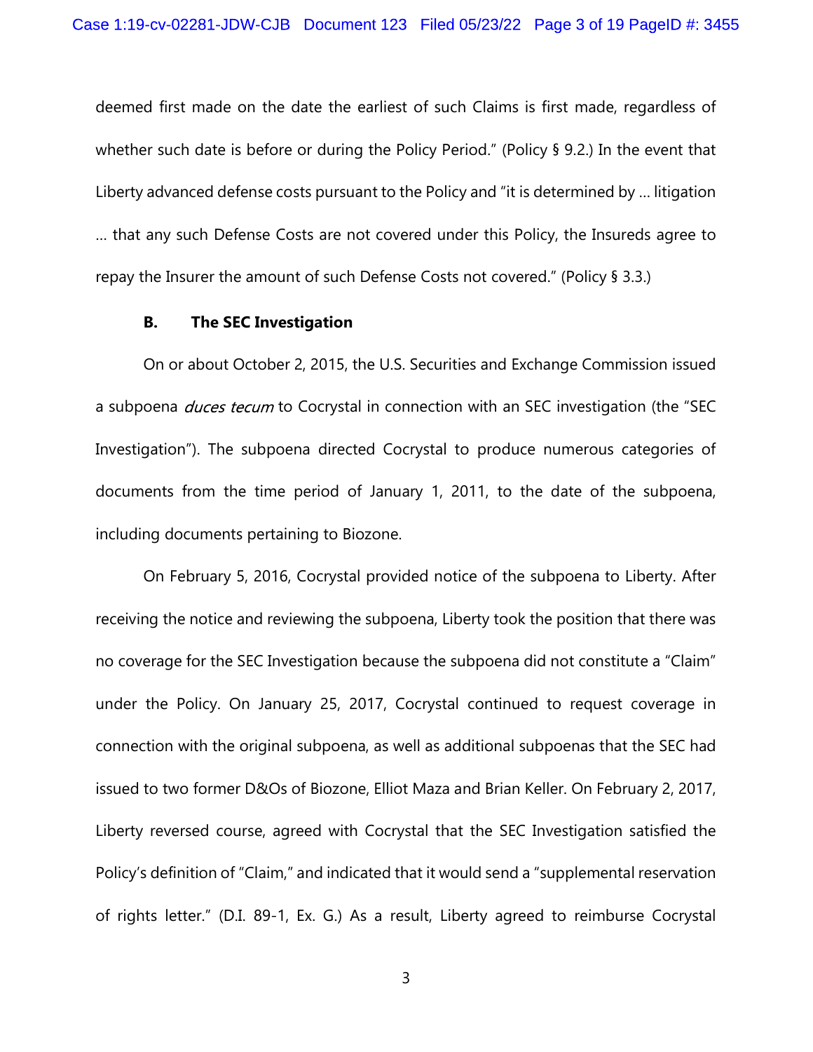deemed first made on the date the earliest of such Claims is first made, regardless of whether such date is before or during the Policy Period." (Policy § 9.2.) In the event that Liberty advanced defense costs pursuant to the Policy and "it is determined by … litigation … that any such Defense Costs are not covered under this Policy, the Insureds agree to repay the Insurer the amount of such Defense Costs not covered." (Policy § 3.3.)

### B. The SEC Investigation

On or about October 2, 2015, the U.S. Securities and Exchange Commission issued a subpoena *duces tecum* to Cocrystal in connection with an SEC investigation (the "SEC Investigation"). The subpoena directed Cocrystal to produce numerous categories of documents from the time period of January 1, 2011, to the date of the subpoena, including documents pertaining to Biozone.

On February 5, 2016, Cocrystal provided notice of the subpoena to Liberty. After receiving the notice and reviewing the subpoena, Liberty took the position that there was no coverage for the SEC Investigation because the subpoena did not constitute a "Claim" under the Policy. On January 25, 2017, Cocrystal continued to request coverage in connection with the original subpoena, as well as additional subpoenas that the SEC had issued to two former D&Os of Biozone, Elliot Maza and Brian Keller. On February 2, 2017, Liberty reversed course, agreed with Cocrystal that the SEC Investigation satisfied the Policy's definition of "Claim," and indicated that it would send a "supplemental reservation of rights letter." (D.I. 89-1, Ex. G.) As a result, Liberty agreed to reimburse Cocrystal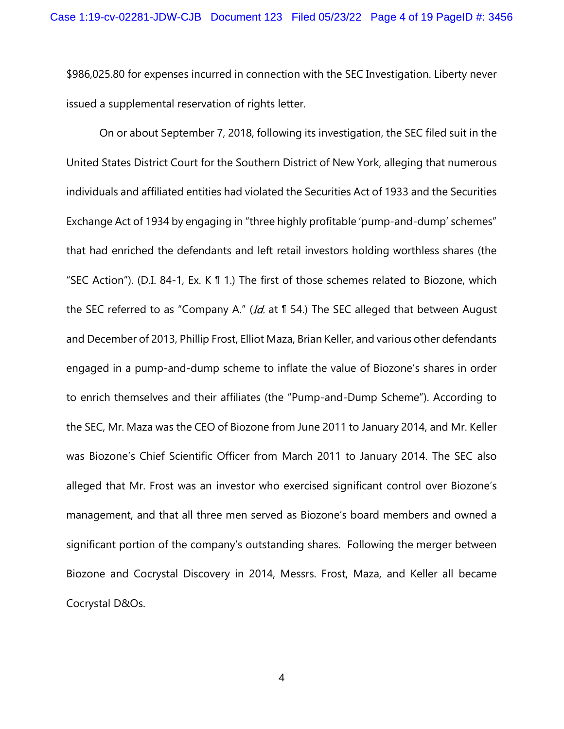$986,025.80 for expenses incurred in connection with the SEC Investigation. Liberty never issued a supplemental reservation of rights letter.

On or about September 7, 2018, following its investigation, the SEC filed suit in the United States District Court for the Southern District of New York, alleging that numerous individuals and affiliated entities had violated the Securities Act of 1933 and the Securities Exchange Act of 1934 by engaging in "three highly profitable 'pump-and-dump' schemes" that had enriched the defendants and left retail investors holding worthless shares (the "SEC Action"). (D.I. 84-1, Ex. K ¶ 1.) The first of those schemes related to Biozone, which the SEC referred to as "Company A." (*Id.* at ¶ 54.) The SEC alleged that between August and December of 2013, Phillip Frost, Elliot Maza, Brian Keller, and various other defendants engaged in a pump-and-dump scheme to inflate the value of Biozone's shares in order to enrich themselves and their affiliates (the "Pump-and-Dump Scheme"). According to the SEC, Mr. Maza was the CEO of Biozone from June 2011 to January 2014, and Mr. Keller was Biozone's Chief Scientific Officer from March 2011 to January 2014. The SEC also alleged that Mr. Frost was an investor who exercised significant control over Biozone's management, and that all three men served as Biozone's board members and owned a significant portion of the company's outstanding shares. Following the merger between Biozone and Cocrystal Discovery in 2014, Messrs. Frost, Maza, and Keller all became Cocrystal D&Os.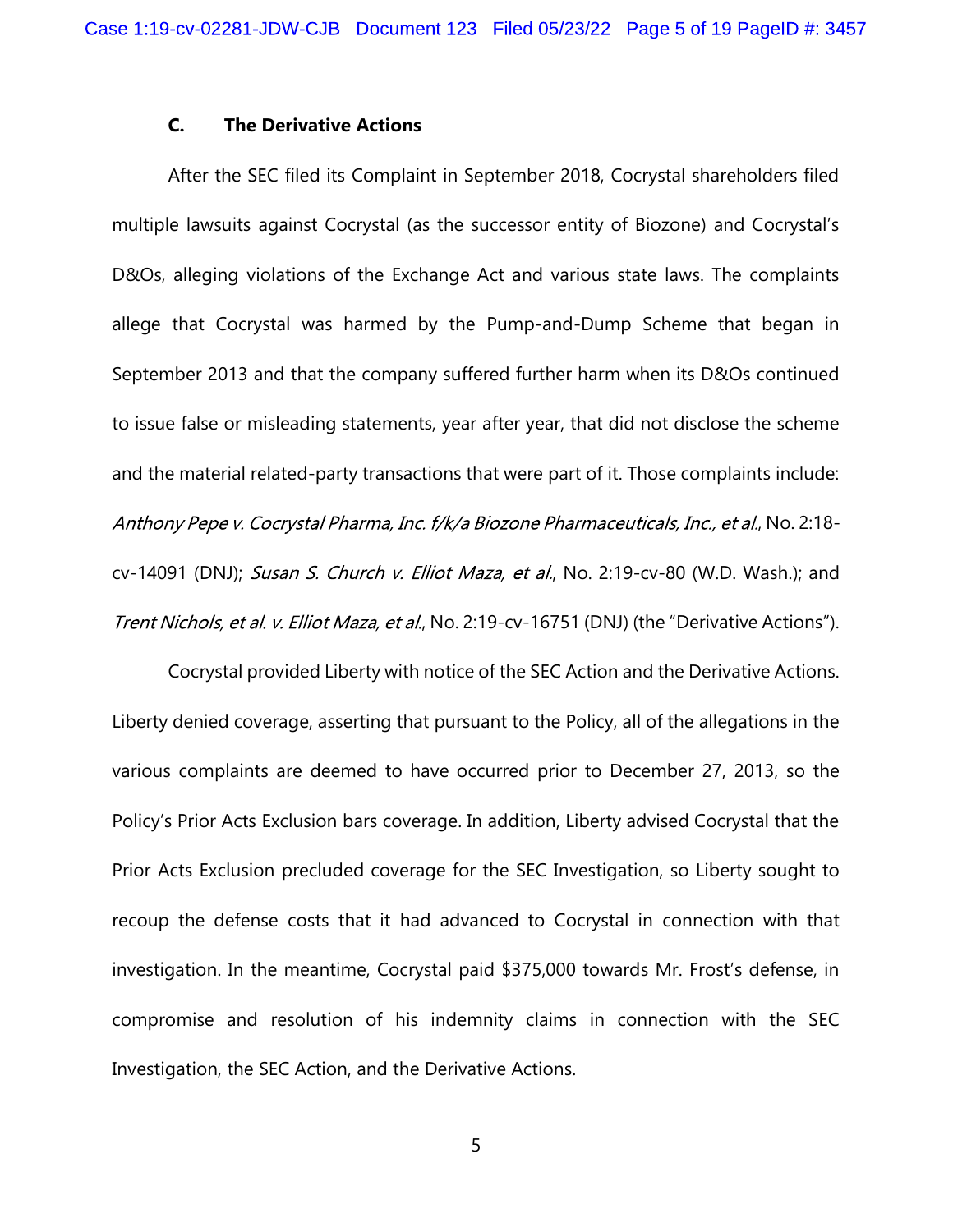### C. The Derivative Actions

After the SEC filed its Complaint in September 2018, Cocrystal shareholders filed multiple lawsuits against Cocrystal (as the successor entity of Biozone) and Cocrystal's D&Os, alleging violations of the Exchange Act and various state laws. The complaints allege that Cocrystal was harmed by the Pump-and-Dump Scheme that began in September 2013 and that the company suffered further harm when its D&Os continued to issue false or misleading statements, year after year, that did not disclose the scheme and the material related-party transactions that were part of it. Those complaints include: *Anthony Pepe v. Cocrystal Pharma, Inc. f/k/a Biozone Pharmaceuticals, Inc., et al.*, No. 2:18-cv-14091 (DNJ); *Susan S. Church v. Elliot Maza, et al.*, No. 2:19-cv-80 (W.D. Wash.); and *Trent Nichols, et al. v. Elliot Maza, et al.*, No. 2:19-cv-16751 (DNJ) (the "Derivative Actions").

Cocrystal provided Liberty with notice of the SEC Action and the Derivative Actions. Liberty denied coverage, asserting that pursuant to the Policy, all of the allegations in the various complaints are deemed to have occurred prior to December 27, 2013, so the Policy's Prior Acts Exclusion bars coverage. In addition, Liberty advised Cocrystal that the Prior Acts Exclusion precluded coverage for the SEC Investigation, so Liberty sought to recoup the defense costs that it had advanced to Cocrystal in connection with that investigation. In the meantime, Cocrystal paid $375,000 towards Mr. Frost's defense, in compromise and resolution of his indemnity claims in connection with the SEC Investigation, the SEC Action, and the Derivative Actions.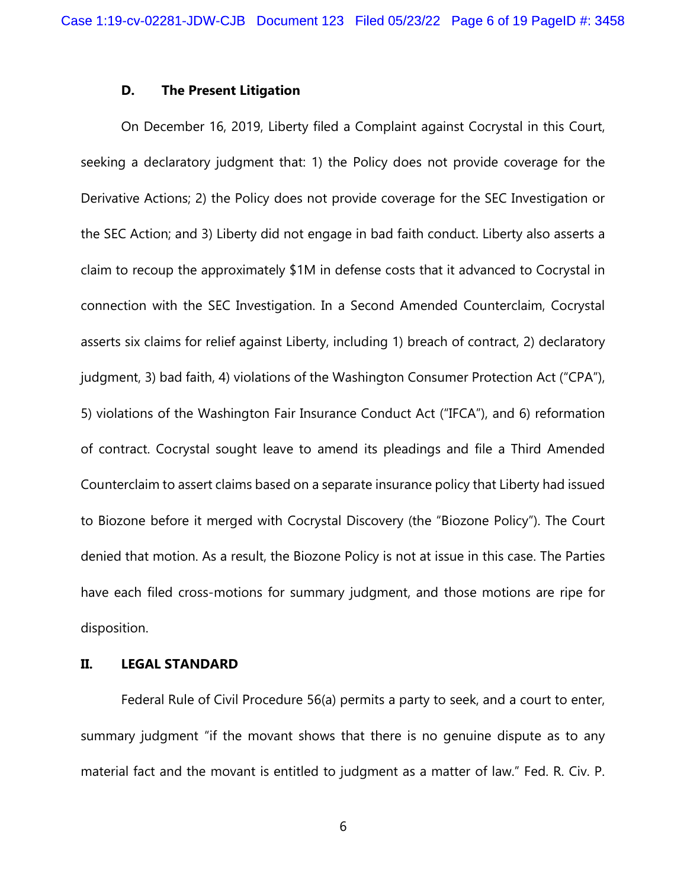### D. The Present Litigation

On December 16, 2019, Liberty filed a Complaint against Cocrystal in this Court, seeking a declaratory judgment that: 1) the Policy does not provide coverage for the Derivative Actions; 2) the Policy does not provide coverage for the SEC Investigation or the SEC Action; and 3) Liberty did not engage in bad faith conduct. Liberty also asserts a claim to recoup the approximately $1M in defense costs that it advanced to Cocrystal in connection with the SEC Investigation. In a Second Amended Counterclaim, Cocrystal asserts six claims for relief against Liberty, including 1) breach of contract, 2) declaratory judgment, 3) bad faith, 4) violations of the Washington Consumer Protection Act ("CPA"), 5) violations of the Washington Fair Insurance Conduct Act ("IFCA"), and 6) reformation of contract. Cocrystal sought leave to amend its pleadings and file a Third Amended Counterclaim to assert claims based on a separate insurance policy that Liberty had issued to Biozone before it merged with Cocrystal Discovery (the "Biozone Policy"). The Court denied that motion. As a result, the Biozone Policy is not at issue in this case. The Parties have each filed cross-motions for summary judgment, and those motions are ripe for disposition.

## II. LEGAL STANDARD

Federal Rule of Civil Procedure 56(a) permits a party to seek, and a court to enter, summary judgment "if the movant shows that there is no genuine dispute as to any material fact and the movant is entitled to judgment as a matter of law." Fed. R. Civ. P.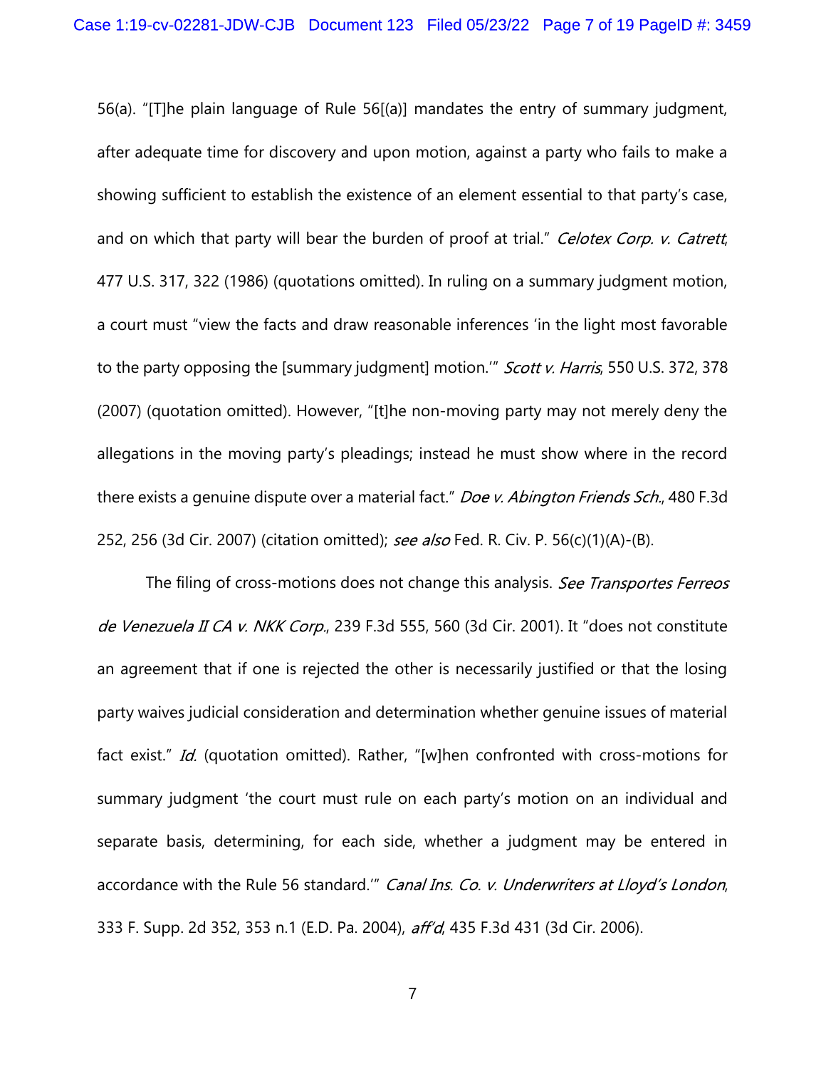56(a). "[T]he plain language of Rule 56[(a)] mandates the entry of summary judgment, after adequate time for discovery and upon motion, against a party who fails to make a showing sufficient to establish the existence of an element essential to that party's case, and on which that party will bear the burden of proof at trial." *Celotex Corp. v. Catrett*, 477 U.S. 317, 322 (1986) (quotations omitted). In ruling on a summary judgment motion, a court must "view the facts and draw reasonable inferences 'in the light most favorable to the party opposing the [summary judgment] motion.'" *Scott v. Harris*, 550 U.S. 372, 378 (2007) (quotation omitted). However, "[t]he non-moving party may not merely deny the allegations in the moving party's pleadings; instead he must show where in the record there exists a genuine dispute over a material fact." *Doe v. Abington Friends Sch.*, 480 F.3d 252, 256 (3d Cir. 2007) (citation omitted); *see also* Fed. R. Civ. P. 56(c)(1)(A)-(B).

The filing of cross-motions does not change this analysis. *See Transportes Ferreos de Venezuela II CA v. NKK Corp.*, 239 F.3d 555, 560 (3d Cir. 2001). It "does not constitute an agreement that if one is rejected the other is necessarily justified or that the losing party waives judicial consideration and determination whether genuine issues of material fact exist." *Id.* (quotation omitted). Rather, "[w]hen confronted with cross-motions for summary judgment 'the court must rule on each party's motion on an individual and separate basis, determining, for each side, whether a judgment may be entered in accordance with the Rule 56 standard.'" *Canal Ins. Co. v. Underwriters at Lloyd's London*, 333 F. Supp. 2d 352, 353 n.1 (E.D. Pa. 2004), *aff'd*, 435 F.3d 431 (3d Cir. 2006).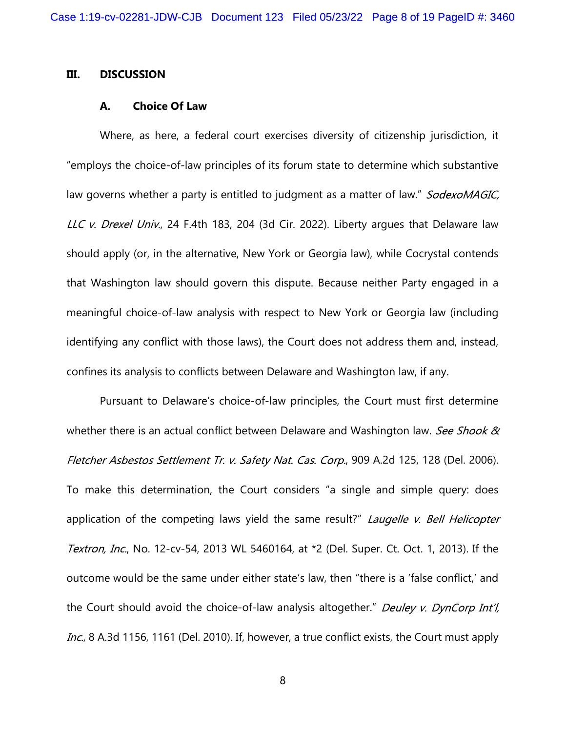## III. DISCUSSION

### A. Choice Of Law

Where, as here, a federal court exercises diversity of citizenship jurisdiction, it "employs the choice-of-law principles of its forum state to determine which substantive law governs whether a party is entitled to judgment as a matter of law." *SodexoMAGIC, LLC v. Drexel Univ.*, 24 F.4th 183, 204 (3d Cir. 2022). Liberty argues that Delaware law should apply (or, in the alternative, New York or Georgia law), while Cocrystal contends that Washington law should govern this dispute. Because neither Party engaged in a meaningful choice-of-law analysis with respect to New York or Georgia law (including identifying any conflict with those laws), the Court does not address them and, instead, confines its analysis to conflicts between Delaware and Washington law, if any.

Pursuant to Delaware's choice-of-law principles, the Court must first determine whether there is an actual conflict between Delaware and Washington law. *See Shook & Fletcher Asbestos Settlement Tr. v. Safety Nat. Cas. Corp.*, 909 A.2d 125, 128 (Del. 2006). To make this determination, the Court considers "a single and simple query: does application of the competing laws yield the same result?" *Laugelle v. Bell Helicopter Textron, Inc.*, No. 12-cv-54, 2013 WL 5460164, at *2 (Del. Super. Ct. Oct. 1, 2013). If the outcome would be the same under either state's law, then "there is a 'false conflict,' and the Court should avoid the choice-of-law analysis altogether." *Deuley v. DynCorp Int'l, Inc.*, 8 A.3d 1156, 1161 (Del. 2010). If, however, a true conflict exists, the Court must apply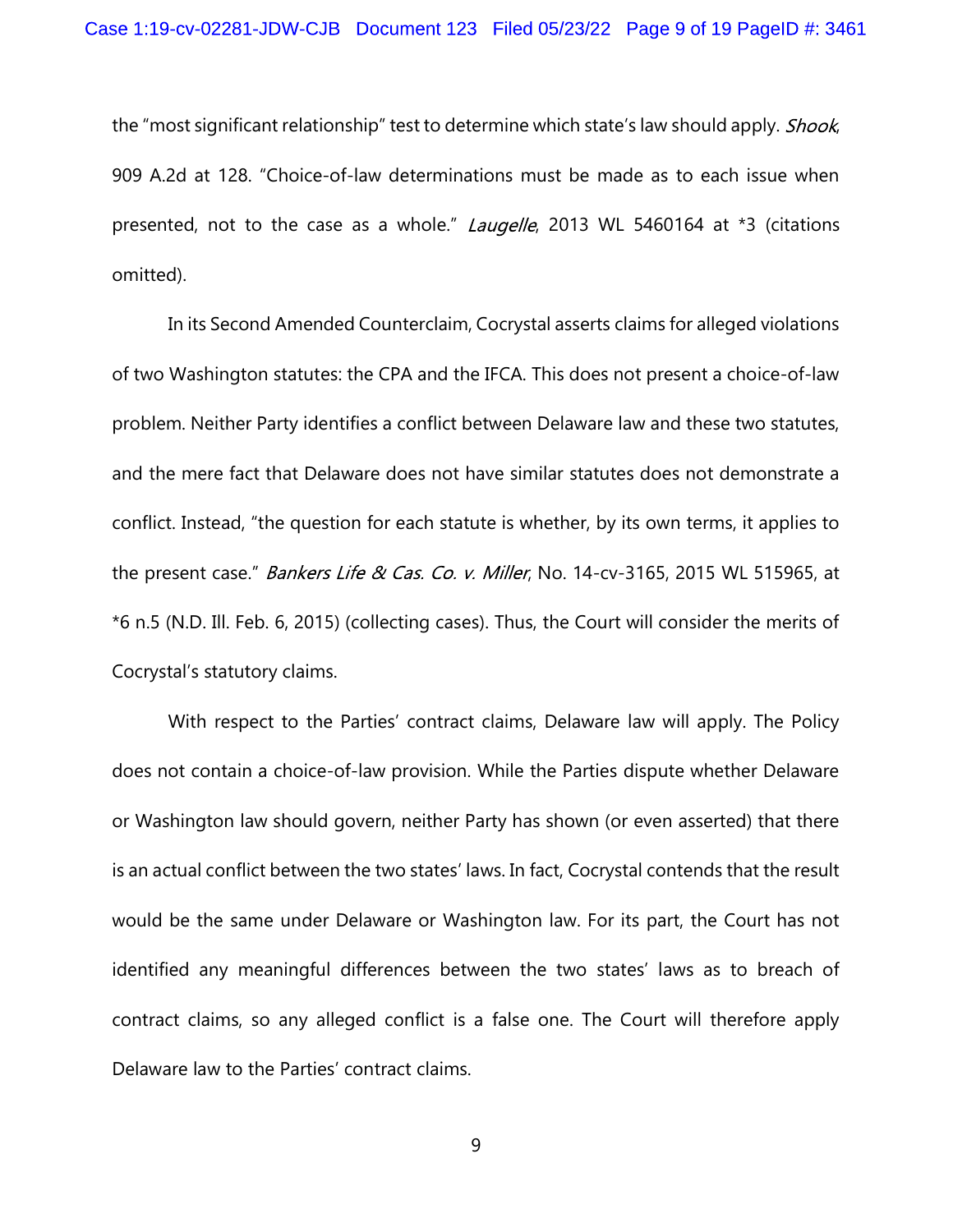the "most significant relationship" test to determine which state's law should apply. *Shook*, 909 A.2d at 128. "Choice-of-law determinations must be made as to each issue when presented, not to the case as a whole." *Laugelle*, 2013 WL 5460164 at *3 (citations omitted).

In its Second Amended Counterclaim, Cocrystal asserts claims for alleged violations of two Washington statutes: the CPA and the IFCA. This does not present a choice-of-law problem. Neither Party identifies a conflict between Delaware law and these two statutes, and the mere fact that Delaware does not have similar statutes does not demonstrate a conflict. Instead, "the question for each statute is whether, by its own terms, it applies to the present case." *Bankers Life & Cas. Co. v. Miller*, No. 14-cv-3165, 2015 WL 515965, at *6 n.5 (N.D. Ill. Feb. 6, 2015) (collecting cases). Thus, the Court will consider the merits of Cocrystal's statutory claims.

With respect to the Parties' contract claims, Delaware law will apply. The Policy does not contain a choice-of-law provision. While the Parties dispute whether Delaware or Washington law should govern, neither Party has shown (or even asserted) that there is an actual conflict between the two states' laws. In fact, Cocrystal contends that the result would be the same under Delaware or Washington law. For its part, the Court has not identified any meaningful differences between the two states' laws as to breach of contract claims, so any alleged conflict is a false one. The Court will therefore apply Delaware law to the Parties' contract claims.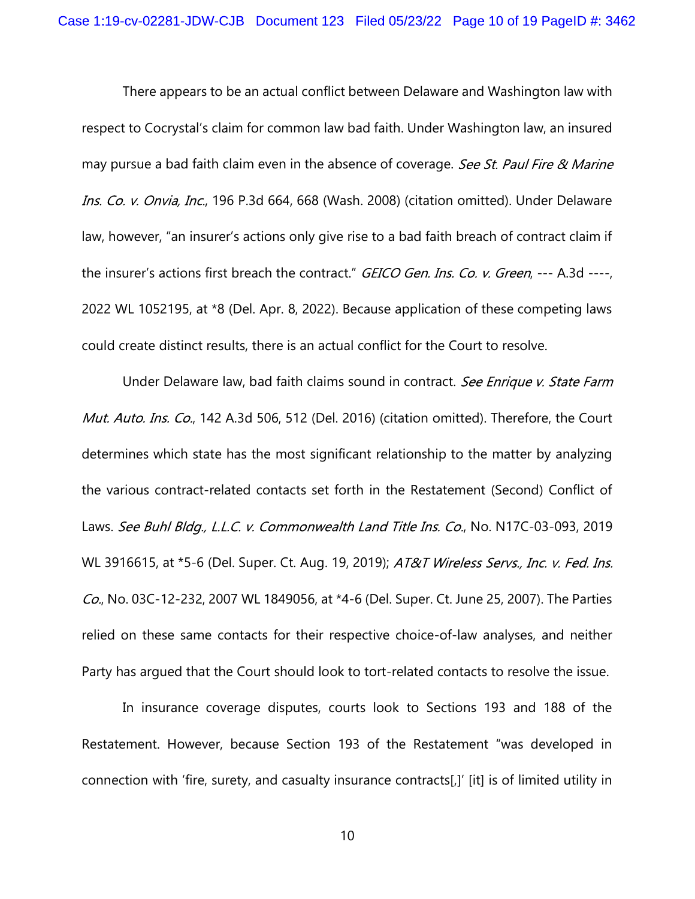There appears to be an actual conflict between Delaware and Washington law with respect to Cocrystal's claim for common law bad faith. Under Washington law, an insured may pursue a bad faith claim even in the absence of coverage. *See St. Paul Fire & Marine Ins. Co. v. Onvia, Inc.*, 196 P.3d 664, 668 (Wash. 2008) (citation omitted). Under Delaware law, however, "an insurer's actions only give rise to a bad faith breach of contract claim if the insurer's actions first breach the contract." *GEICO Gen. Ins. Co. v. Green*, --- A.3d ----, 2022 WL 1052195, at *8 (Del. Apr. 8, 2022). Because application of these competing laws could create distinct results, there is an actual conflict for the Court to resolve.

Under Delaware law, bad faith claims sound in contract. *See Enrique v. State Farm Mut. Auto. Ins. Co.*, 142 A.3d 506, 512 (Del. 2016) (citation omitted). Therefore, the Court determines which state has the most significant relationship to the matter by analyzing the various contract-related contacts set forth in the Restatement (Second) Conflict of Laws. *See Buhl Bldg., L.L.C. v. Commonwealth Land Title Ins. Co.*, No. N17C-03-093, 2019 WL 3916615, at *5-6 (Del. Super. Ct. Aug. 19, 2019); *AT&T Wireless Servs., Inc. v. Fed. Ins. Co.*, No. 03C-12-232, 2007 WL 1849056, at *4-6 (Del. Super. Ct. June 25, 2007). The Parties relied on these same contacts for their respective choice-of-law analyses, and neither Party has argued that the Court should look to tort-related contacts to resolve the issue.

In insurance coverage disputes, courts look to Sections 193 and 188 of the Restatement. However, because Section 193 of the Restatement "was developed in connection with 'fire, surety, and casualty insurance contracts[,]' [it] is of limited utility in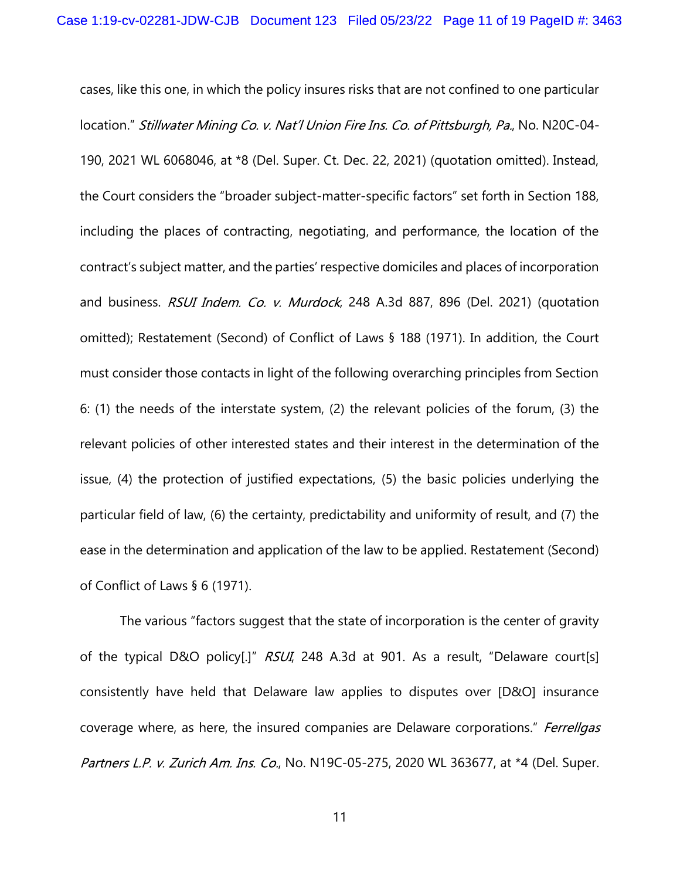cases, like this one, in which the policy insures risks that are not confined to one particular location." *Stillwater Mining Co. v. Nat'l Union Fire Ins. Co. of Pittsburgh, Pa.*, No. N20C-04-190, 2021 WL 6068046, at *8 (Del. Super. Ct. Dec. 22, 2021) (quotation omitted). Instead, the Court considers the "broader subject-matter-specific factors" set forth in Section 188, including the places of contracting, negotiating, and performance, the location of the contract's subject matter, and the parties' respective domiciles and places of incorporation and business. *RSUI Indem. Co. v. Murdock*, 248 A.3d 887, 896 (Del. 2021) (quotation omitted); Restatement (Second) of Conflict of Laws § 188 (1971). In addition, the Court must consider those contacts in light of the following overarching principles from Section 6: (1) the needs of the interstate system, (2) the relevant policies of the forum, (3) the relevant policies of other interested states and their interest in the determination of the issue, (4) the protection of justified expectations, (5) the basic policies underlying the particular field of law, (6) the certainty, predictability and uniformity of result, and (7) the ease in the determination and application of the law to be applied. Restatement (Second) of Conflict of Laws § 6 (1971).

The various "factors suggest that the state of incorporation is the center of gravity of the typical D&O policy[.]" *RSUI*, 248 A.3d at 901. As a result, "Delaware court[s] consistently have held that Delaware law applies to disputes over [D&O] insurance coverage where, as here, the insured companies are Delaware corporations." *Ferrellgas Partners L.P. v. Zurich Am. Ins. Co.*, No. N19C-05-275, 2020 WL 363677, at *4 (Del. Super.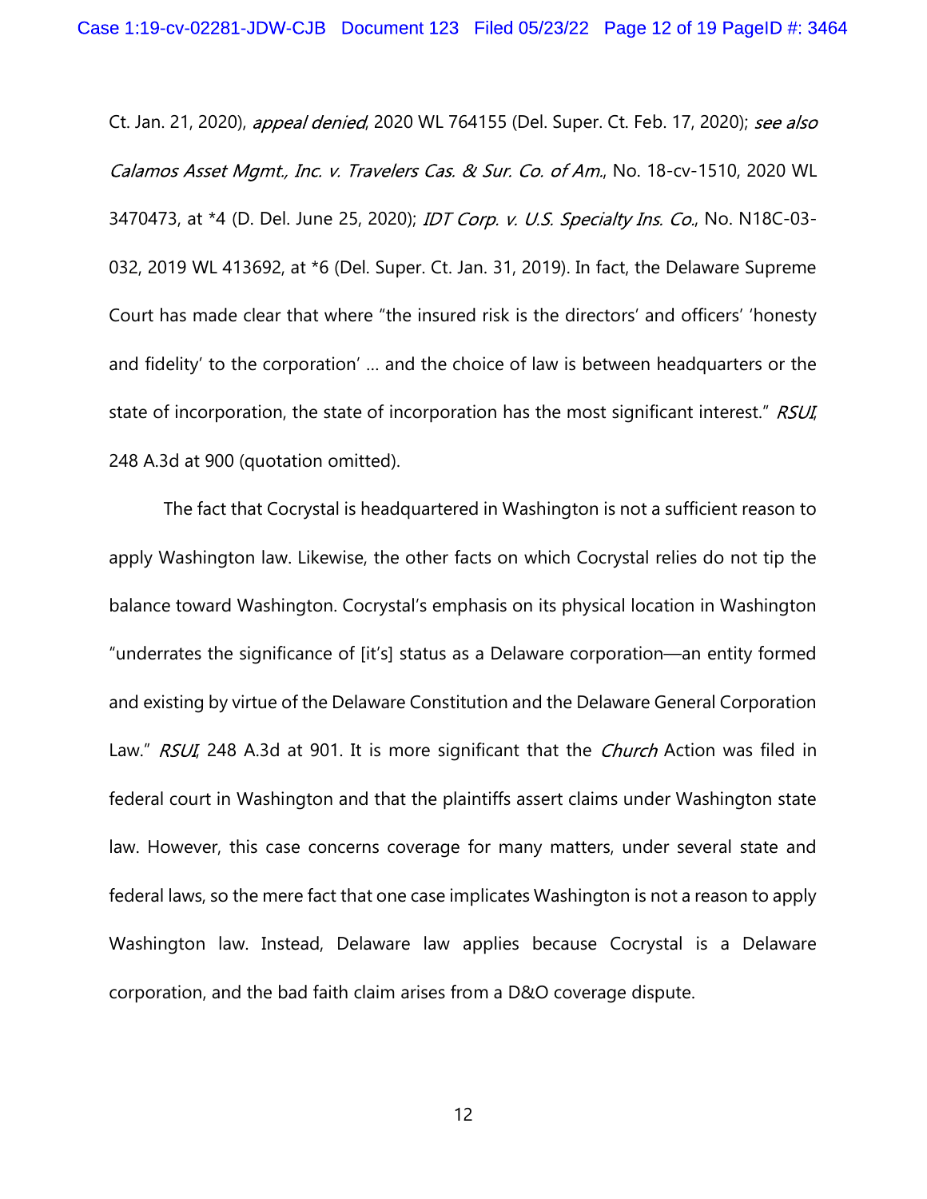Ct. Jan. 21, 2020), *appeal denied*, 2020 WL 764155 (Del. Super. Ct. Feb. 17, 2020); *see also Calamos Asset Mgmt., Inc. v. Travelers Cas. & Sur. Co. of Am.*, No. 18-cv-1510, 2020 WL 3470473, at *4 (D. Del. June 25, 2020); *IDT Corp. v. U.S. Specialty Ins. Co.*, No. N18C-03-032, 2019 WL 413692, at *6 (Del. Super. Ct. Jan. 31, 2019). In fact, the Delaware Supreme Court has made clear that where "the insured risk is the directors' and officers' 'honesty and fidelity' to the corporation' … and the choice of law is between headquarters or the state of incorporation, the state of incorporation has the most significant interest." *RSUI*, 248 A.3d at 900 (quotation omitted).

The fact that Cocrystal is headquartered in Washington is not a sufficient reason to apply Washington law. Likewise, the other facts on which Cocrystal relies do not tip the balance toward Washington. Cocrystal's emphasis on its physical location in Washington "underrates the significance of [it's] status as a Delaware corporation—an entity formed and existing by virtue of the Delaware Constitution and the Delaware General Corporation Law." *RSUI*, 248 A.3d at 901. It is more significant that the *Church* Action was filed in federal court in Washington and that the plaintiffs assert claims under Washington state law. However, this case concerns coverage for many matters, under several state and federal laws, so the mere fact that one case implicates Washington is not a reason to apply Washington law. Instead, Delaware law applies because Cocrystal is a Delaware corporation, and the bad faith claim arises from a D&O coverage dispute.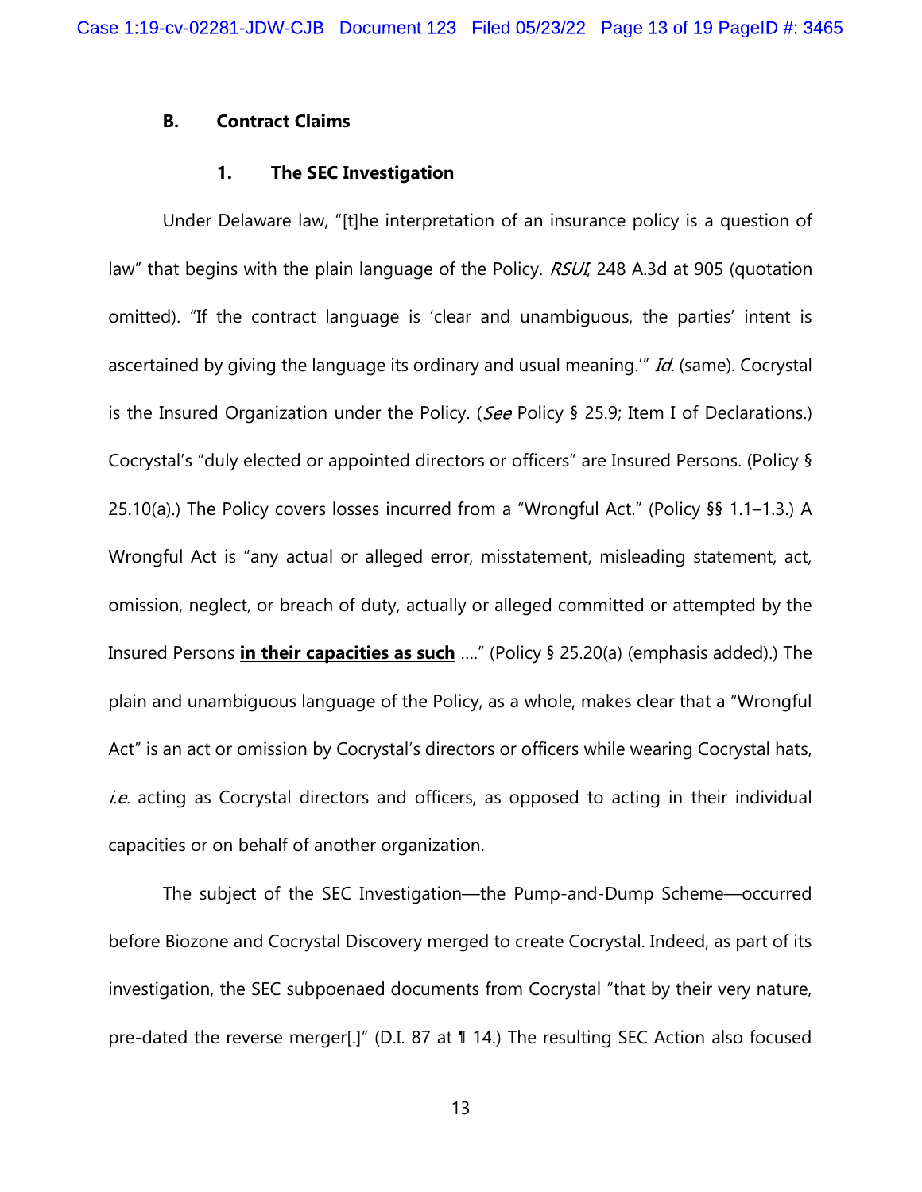### B. Contract Claims

#### 1. The SEC Investigation

Under Delaware law, "[t]he interpretation of an insurance policy is a question of law" that begins with the plain language of the Policy. *RSUI*, 248 A.3d at 905 (quotation omitted). "If the contract language is 'clear and unambiguous, the parties' intent is ascertained by giving the language its ordinary and usual meaning.'" *Id.* (same). Cocrystal is the Insured Organization under the Policy. (*See* Policy § 25.9; Item I of Declarations.) Cocrystal's "duly elected or appointed directors or officers" are Insured Persons. (Policy § 25.10(a).) The Policy covers losses incurred from a "Wrongful Act." (Policy §§ 1.1–1.3.) A Wrongful Act is "any actual or alleged error, misstatement, misleading statement, act, omission, neglect, or breach of duty, actually or alleged committed or attempted by the Insured Persons **in their capacities as such** ...." (Policy § 25.20(a) (emphasis added).) The plain and unambiguous language of the Policy, as a whole, makes clear that a "Wrongful Act" is an act or omission by Cocrystal's directors or officers while wearing Cocrystal hats, *i.e.* acting as Cocrystal directors and officers, as opposed to acting in their individual capacities or on behalf of another organization.

The subject of the SEC Investigation—the Pump-and-Dump Scheme—occurred before Biozone and Cocrystal Discovery merged to create Cocrystal. Indeed, as part of its investigation, the SEC subpoenaed documents from Cocrystal "that by their very nature, pre-dated the reverse merger[.]" (D.I. 87 at ¶ 14.) The resulting SEC Action also focused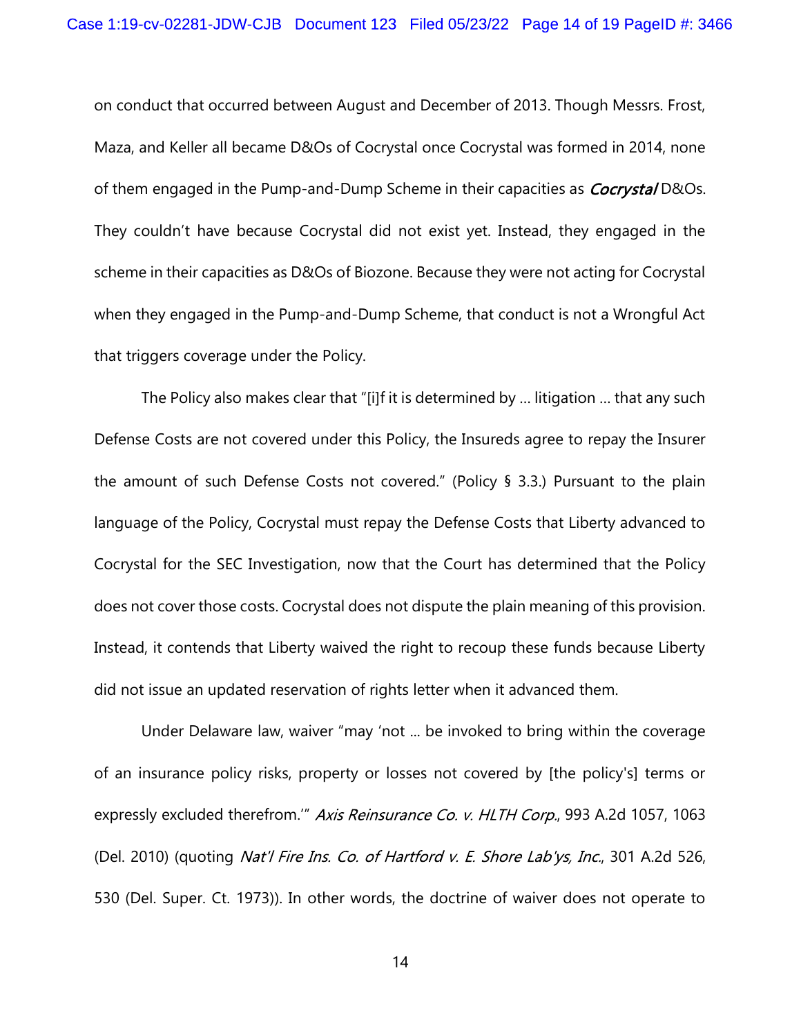on conduct that occurred between August and December of 2013. Though Messrs. Frost, Maza, and Keller all became D&Os of Cocrystal once Cocrystal was formed in 2014, none of them engaged in the Pump-and-Dump Scheme in their capacities as *Cocrystal* D&Os. They couldn't have because Cocrystal did not exist yet. Instead, they engaged in the scheme in their capacities as D&Os of Biozone. Because they were not acting for Cocrystal when they engaged in the Pump-and-Dump Scheme, that conduct is not a Wrongful Act that triggers coverage under the Policy.

The Policy also makes clear that "[i]f it is determined by … litigation … that any such Defense Costs are not covered under this Policy, the Insureds agree to repay the Insurer the amount of such Defense Costs not covered." (Policy § 3.3.) Pursuant to the plain language of the Policy, Cocrystal must repay the Defense Costs that Liberty advanced to Cocrystal for the SEC Investigation, now that the Court has determined that the Policy does not cover those costs. Cocrystal does not dispute the plain meaning of this provision. Instead, it contends that Liberty waived the right to recoup these funds because Liberty did not issue an updated reservation of rights letter when it advanced them.

Under Delaware law, waiver "may 'not … be invoked to bring within the coverage of an insurance policy risks, property or losses not covered by [the policy's] terms or expressly excluded therefrom.'" *Axis Reinsurance Co. v. HLTH Corp.*, 993 A.2d 1057, 1063 (Del. 2010) (quoting *Nat'l Fire Ins. Co. of Hartford v. E. Shore Lab'ys, Inc.*, 301 A.2d 526, 530 (Del. Super. Ct. 1973)). In other words, the doctrine of waiver does not operate to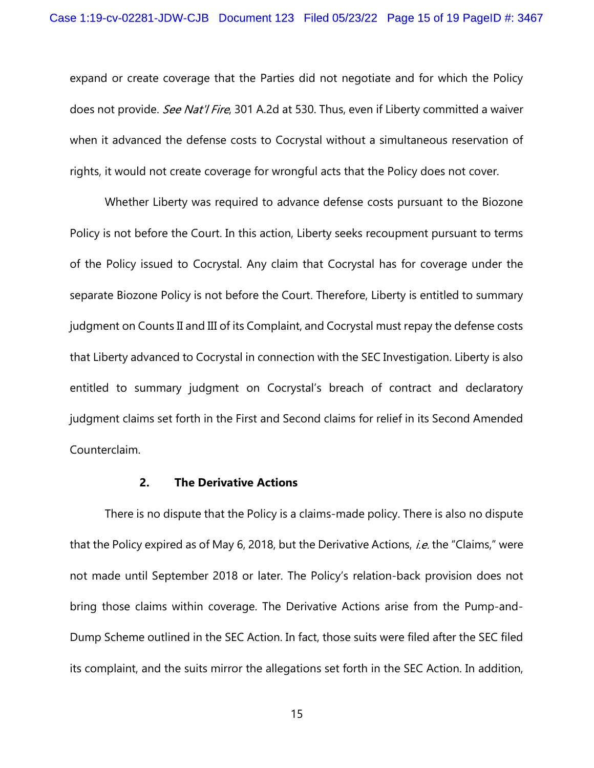expand or create coverage that the Parties did not negotiate and for which the Policy does not provide. *See Nat'l Fire*, 301 A.2d at 530. Thus, even if Liberty committed a waiver when it advanced the defense costs to Cocrystal without a simultaneous reservation of rights, it would not create coverage for wrongful acts that the Policy does not cover.

Whether Liberty was required to advance defense costs pursuant to the Biozone Policy is not before the Court. In this action, Liberty seeks recoupment pursuant to terms of the Policy issued to Cocrystal. Any claim that Cocrystal has for coverage under the separate Biozone Policy is not before the Court. Therefore, Liberty is entitled to summary judgment on Counts II and III of its Complaint, and Cocrystal must repay the defense costs that Liberty advanced to Cocrystal in connection with the SEC Investigation. Liberty is also entitled to summary judgment on Cocrystal's breach of contract and declaratory judgment claims set forth in the First and Second claims for relief in its Second Amended Counterclaim.

### 2. The Derivative Actions

There is no dispute that the Policy is a claims-made policy. There is also no dispute that the Policy expired as of May 6, 2018, but the Derivative Actions, *i.e.* the "Claims," were not made until September 2018 or later. The Policy's relation-back provision does not bring those claims within coverage. The Derivative Actions arise from the Pump-and-Dump Scheme outlined in the SEC Action. In fact, those suits were filed after the SEC filed its complaint, and the suits mirror the allegations set forth in the SEC Action. In addition,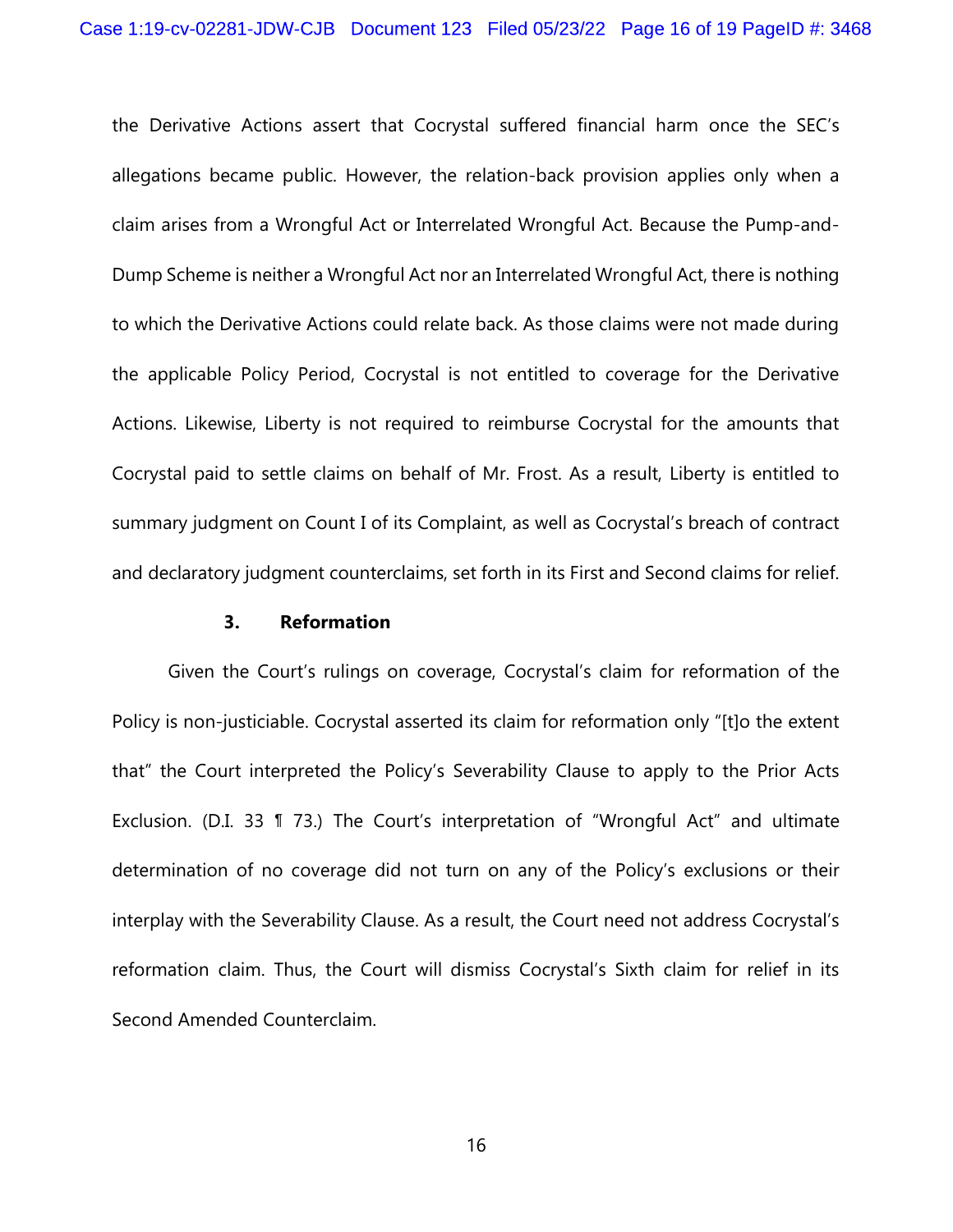the Derivative Actions assert that Cocrystal suffered financial harm once the SEC's allegations became public. However, the relation-back provision applies only when a claim arises from a Wrongful Act or Interrelated Wrongful Act. Because the Pump-and-Dump Scheme is neither a Wrongful Act nor an Interrelated Wrongful Act, there is nothing to which the Derivative Actions could relate back. As those claims were not made during the applicable Policy Period, Cocrystal is not entitled to coverage for the Derivative Actions. Likewise, Liberty is not required to reimburse Cocrystal for the amounts that Cocrystal paid to settle claims on behalf of Mr. Frost. As a result, Liberty is entitled to summary judgment on Count I of its Complaint, as well as Cocrystal's breach of contract and declaratory judgment counterclaims, set forth in its First and Second claims for relief.

### 3. Reformation

Given the Court's rulings on coverage, Cocrystal's claim for reformation of the Policy is non-justiciable. Cocrystal asserted its claim for reformation only "[t]o the extent that" the Court interpreted the Policy's Severability Clause to apply to the Prior Acts Exclusion. (D.I. 33 ¶ 73.) The Court's interpretation of "Wrongful Act" and ultimate determination of no coverage did not turn on any of the Policy's exclusions or their interplay with the Severability Clause. As a result, the Court need not address Cocrystal's reformation claim. Thus, the Court will dismiss Cocrystal's Sixth claim for relief in its Second Amended Counterclaim.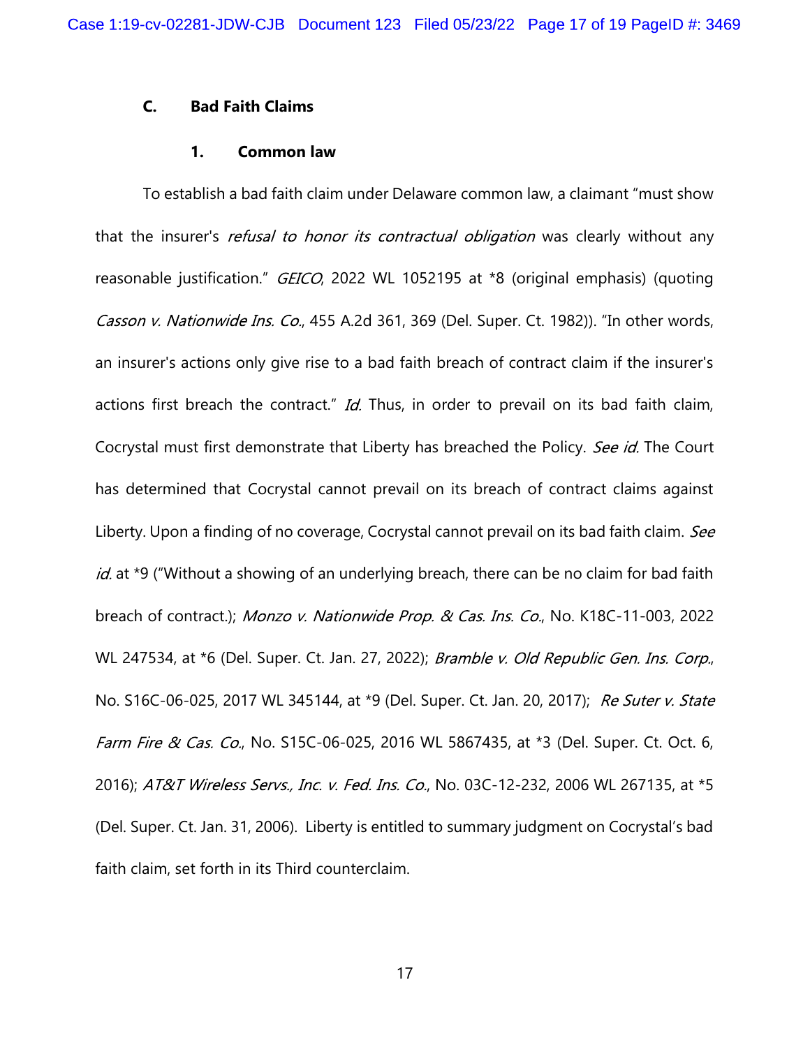### C. Bad Faith Claims

#### 1. Common law

To establish a bad faith claim under Delaware common law, a claimant "must show that the insurer's *refusal to honor its contractual obligation* was clearly without any reasonable justification." *GEICO*, 2022 WL 1052195 at *8 (original emphasis) (quoting *Casson v. Nationwide Ins. Co.*, 455 A.2d 361, 369 (Del. Super. Ct. 1982)). "In other words, an insurer's actions only give rise to a bad faith breach of contract claim if the insurer's actions first breach the contract." *Id.* Thus, in order to prevail on its bad faith claim, Cocrystal must first demonstrate that Liberty has breached the Policy. *See id.* The Court has determined that Cocrystal cannot prevail on its breach of contract claims against Liberty. Upon a finding of no coverage, Cocrystal cannot prevail on its bad faith claim. *See id.* at *9 ("Without a showing of an underlying breach, there can be no claim for bad faith breach of contract.); *Monzo v. Nationwide Prop. & Cas. Ins. Co.*, No. K18C-11-003, 2022 WL 247534, at *6 (Del. Super. Ct. Jan. 27, 2022); *Bramble v. Old Republic Gen. Ins. Corp.*, No. S16C-06-025, 2017 WL 345144, at *9 (Del. Super. Ct. Jan. 20, 2017); *Re Suter v. State Farm Fire & Cas. Co.*, No. S15C-06-025, 2016 WL 5867435, at *3 (Del. Super. Ct. Oct. 6, 2016); *AT&T Wireless Servs., Inc. v. Fed. Ins. Co.*, No. 03C-12-232, 2006 WL 267135, at *5 (Del. Super. Ct. Jan. 31, 2006). Liberty is entitled to summary judgment on Cocrystal's bad faith claim, set forth in its Third counterclaim.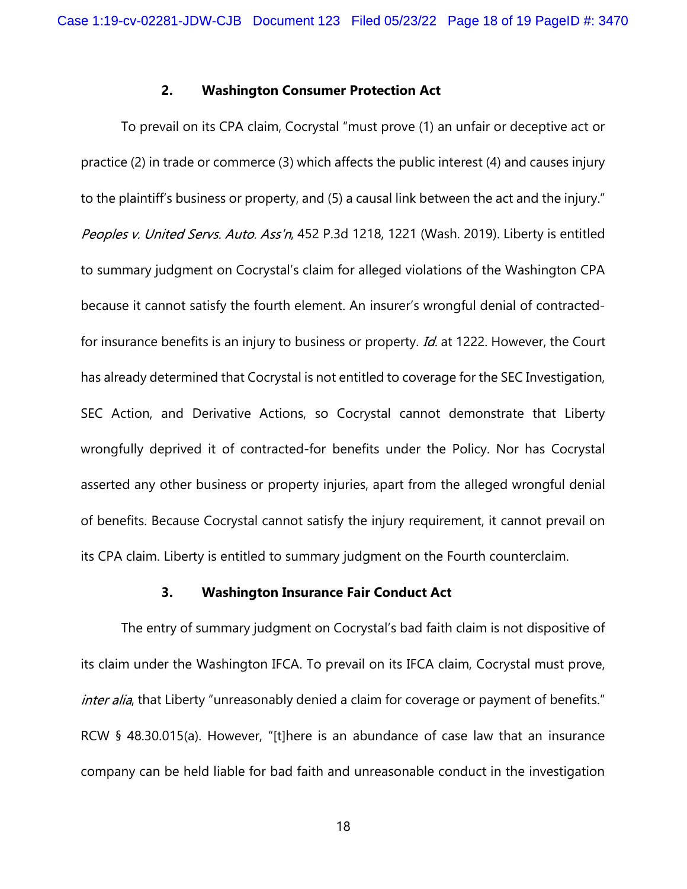### 2. Washington Consumer Protection Act

To prevail on its CPA claim, Cocrystal "must prove (1) an unfair or deceptive act or practice (2) in trade or commerce (3) which affects the public interest (4) and causes injury to the plaintiff's business or property, and (5) a causal link between the act and the injury." *Peoples v. United Servs. Auto. Ass'n*, 452 P.3d 1218, 1221 (Wash. 2019). Liberty is entitled to summary judgment on Cocrystal's claim for alleged violations of the Washington CPA because it cannot satisfy the fourth element. An insurer's wrongful denial of contracted-for insurance benefits is an injury to business or property. *Id.* at 1222. However, the Court has already determined that Cocrystal is not entitled to coverage for the SEC Investigation, SEC Action, and Derivative Actions, so Cocrystal cannot demonstrate that Liberty wrongfully deprived it of contracted-for benefits under the Policy. Nor has Cocrystal asserted any other business or property injuries, apart from the alleged wrongful denial of benefits. Because Cocrystal cannot satisfy the injury requirement, it cannot prevail on its CPA claim. Liberty is entitled to summary judgment on the Fourth counterclaim.

### 3. Washington Insurance Fair Conduct Act

The entry of summary judgment on Cocrystal's bad faith claim is not dispositive of its claim under the Washington IFCA. To prevail on its IFCA claim, Cocrystal must prove, *inter alia*, that Liberty "unreasonably denied a claim for coverage or payment of benefits." RCW § 48.30.015(a). However, "[t]here is an abundance of case law that an insurance company can be held liable for bad faith and unreasonable conduct in the investigation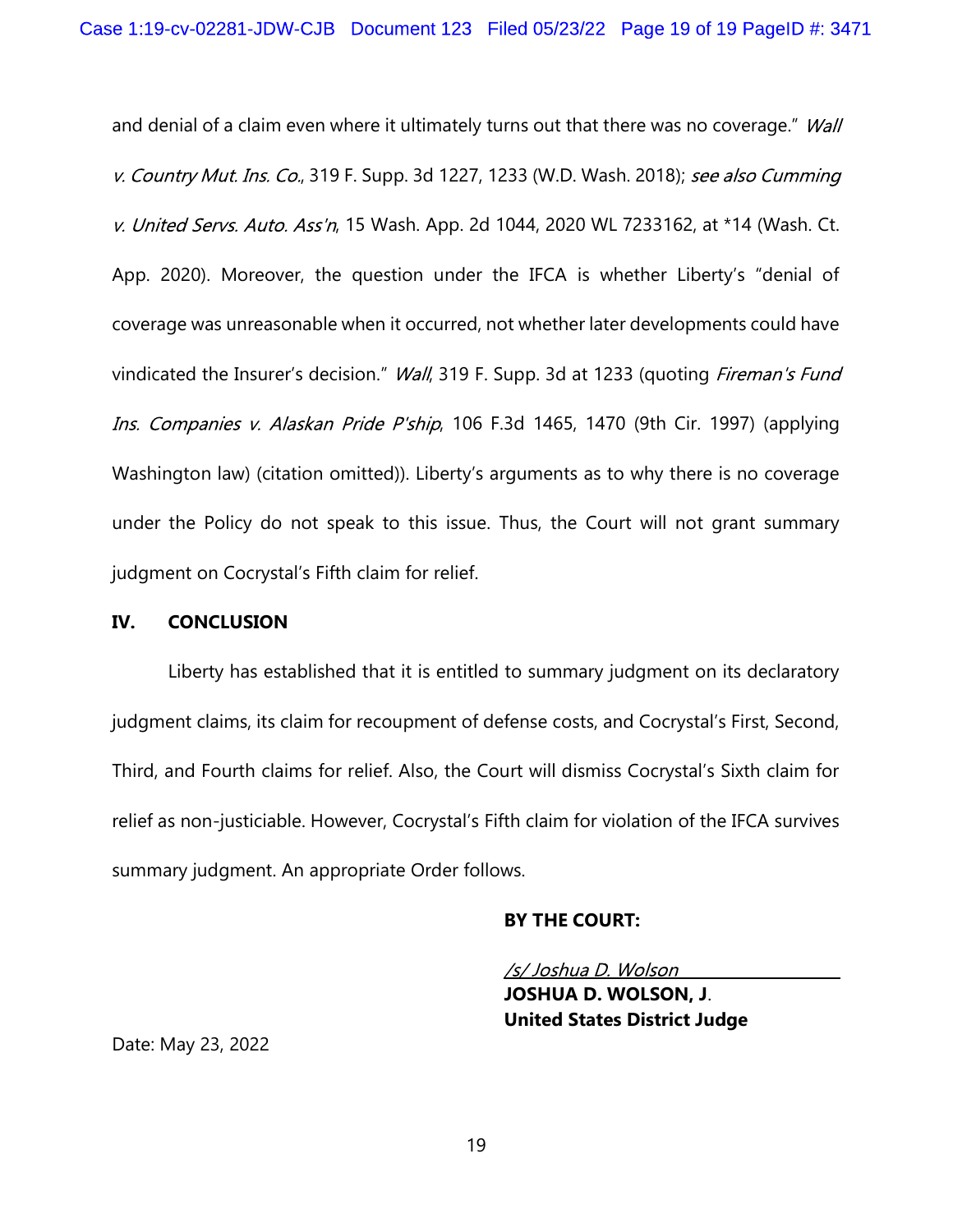and denial of a claim even where it ultimately turns out that there was no coverage." *Wall v. Country Mut. Ins. Co.*, 319 F. Supp. 3d 1227, 1233 (W.D. Wash. 2018); *see also Cumming v. United Servs. Auto. Ass'n*, 15 Wash. App. 2d 1044, 2020 WL 7233162, at *14 (Wash. Ct. App. 2020). Moreover, the question under the IFCA is whether Liberty's "denial of coverage was unreasonable when it occurred, not whether later developments could have vindicated the Insurer's decision." *Wall*, 319 F. Supp. 3d at 1233 (quoting *Fireman's Fund Ins. Companies v. Alaskan Pride P'ship*, 106 F.3d 1465, 1470 (9th Cir. 1997) (applying Washington law) (citation omitted)). Liberty's arguments as to why there is no coverage under the Policy do not speak to this issue. Thus, the Court will not grant summary judgment on Cocrystal's Fifth claim for relief.

## IV. CONCLUSION

Liberty has established that it is entitled to summary judgment on its declaratory judgment claims, its claim for recoupment of defense costs, and Cocrystal's First, Second, Third, and Fourth claims for relief. Also, the Court will dismiss Cocrystal's Sixth claim for relief as non-justiciable. However, Cocrystal's Fifth claim for violation of the IFCA survives summary judgment. An appropriate Order follows.

**BY THE COURT:**

*/s/ Joshua D. Wolson*
**JOSHUA D. WOLSON, J.**
**United States District Judge**

Date: May 23, 2022